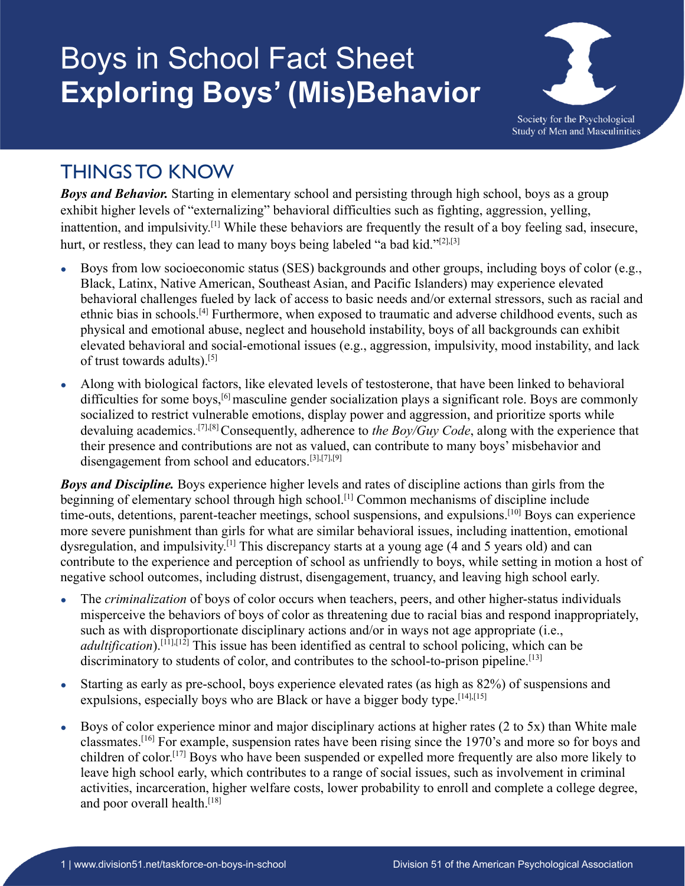# Boys in School Fact Sheet
# **Exploring Boys' (Mis)Behavior**

Society for the Psychological Study of Men and Masculinities

## THINGS TO KNOW

***Boys and Behavior.*** Starting in elementary school and persisting through high school, boys as a group exhibit higher levels of "externalizing" behavioral difficulties such as fighting, aggression, yelling, inattention, and impulsivity.[1] While these behaviors are frequently the result of a boy feeling sad, insecure, hurt, or restless, they can lead to many boys being labeled "a bad kid."[2],[3]

- Boys from low socioeconomic status (SES) backgrounds and other groups, including boys of color (e.g., Black, Latinx, Native American, Southeast Asian, and Pacific Islanders) may experience elevated behavioral challenges fueled by lack of access to basic needs and/or external stressors, such as racial and ethnic bias in schools.[4] Furthermore, when exposed to traumatic and adverse childhood events, such as physical and emotional abuse, neglect and household instability, boys of all backgrounds can exhibit elevated behavioral and social-emotional issues (e.g., aggression, impulsivity, mood instability, and lack of trust towards adults).[5]
- Along with biological factors, like elevated levels of testosterone, that have been linked to behavioral difficulties for some boys,[6] masculine gender socialization plays a significant role. Boys are commonly socialized to restrict vulnerable emotions, display power and aggression, and prioritize sports while devaluing academics.[7],[8] Consequently, adherence to *the Boy/Guy Code*, along with the experience that their presence and contributions are not as valued, can contribute to many boys' misbehavior and disengagement from school and educators.[3],[7],[9]

***Boys and Discipline.*** Boys experience higher levels and rates of discipline actions than girls from the beginning of elementary school through high school.[1] Common mechanisms of discipline include time-outs, detentions, parent-teacher meetings, school suspensions, and expulsions.[10] Boys can experience more severe punishment than girls for what are similar behavioral issues, including inattention, emotional dysregulation, and impulsivity.[1] This discrepancy starts at a young age (4 and 5 years old) and can contribute to the experience and perception of school as unfriendly to boys, while setting in motion a host of negative school outcomes, including distrust, disengagement, truancy, and leaving high school early.

- The *criminalization* of boys of color occurs when teachers, peers, and other higher-status individuals misperceive the behaviors of boys of color as threatening due to racial bias and respond inappropriately, such as with disproportionate disciplinary actions and/or in ways not age appropriate (i.e., *adultification*).[11],[12] This issue has been identified as central to school policing, which can be discriminatory to students of color, and contributes to the school-to-prison pipeline.[13]
- Starting as early as pre-school, boys experience elevated rates (as high as 82%) of suspensions and expulsions, especially boys who are Black or have a bigger body type.[14],[15]
- Boys of color experience minor and major disciplinary actions at higher rates (2 to 5x) than White male classmates.[16] For example, suspension rates have been rising since the 1970's and more so for boys and children of color.[17] Boys who have been suspended or expelled more frequently are also more likely to leave high school early, which contributes to a range of social issues, such as involvement in criminal activities, incarceration, higher welfare costs, lower probability to enroll and complete a college degree, and poor overall health.[18]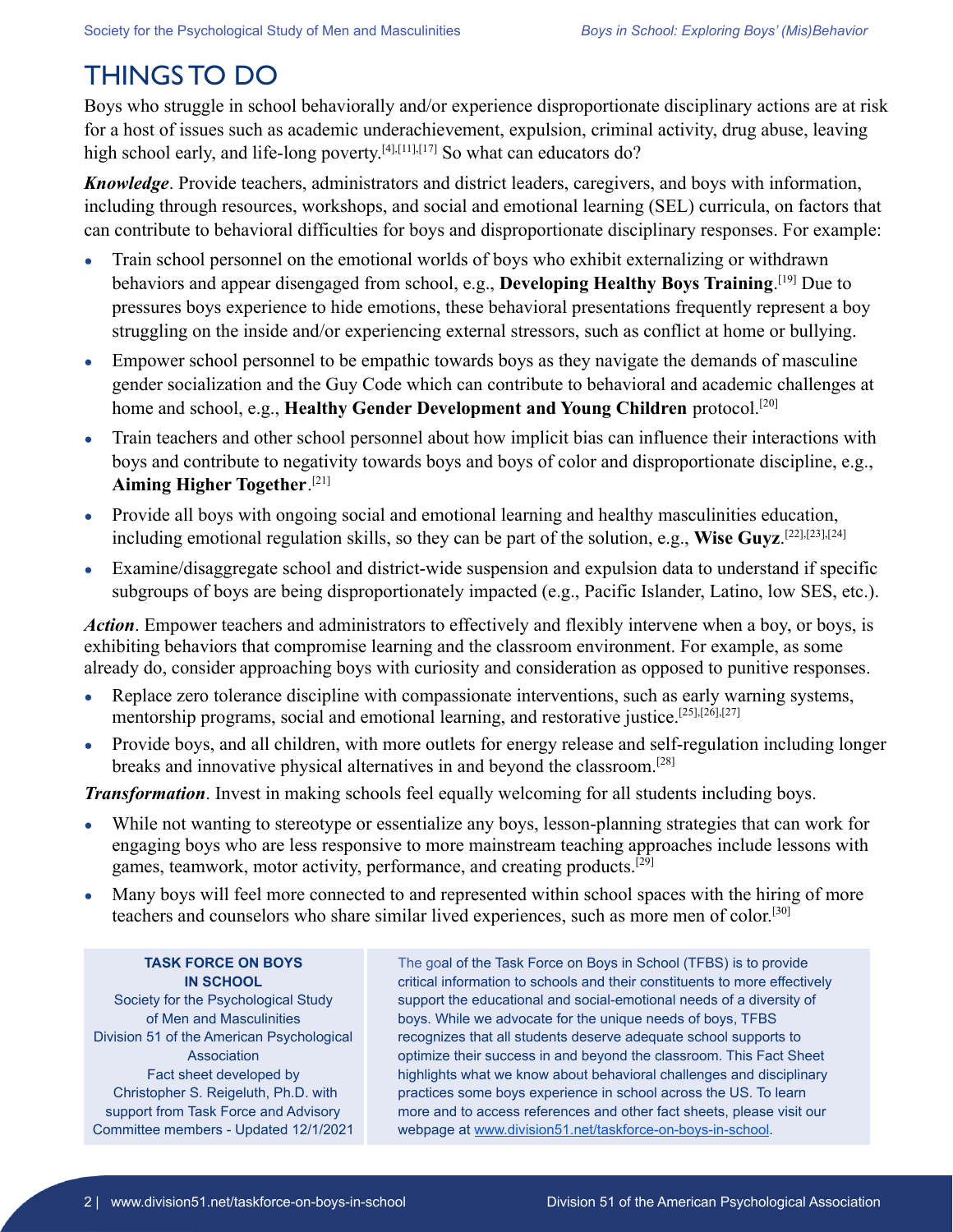# THINGS TO DO

Boys who struggle in school behaviorally and/or experience disproportionate disciplinary actions are at risk for a host of issues such as academic underachievement, expulsion, criminal activity, drug abuse, leaving high school early, and life-long poverty.[4],[11],[17] So what can educators do?

***Knowledge***. Provide teachers, administrators and district leaders, caregivers, and boys with information, including through resources, workshops, and social and emotional learning (SEL) curricula, on factors that can contribute to behavioral difficulties for boys and disproportionate disciplinary responses. For example:

- Train school personnel on the emotional worlds of boys who exhibit externalizing or withdrawn behaviors and appear disengaged from school, e.g., **Developing Healthy Boys Training**.[19] Due to pressures boys experience to hide emotions, these behavioral presentations frequently represent a boy struggling on the inside and/or experiencing external stressors, such as conflict at home or bullying.
- Empower school personnel to be empathic towards boys as they navigate the demands of masculine gender socialization and the Guy Code which can contribute to behavioral and academic challenges at home and school, e.g., **Healthy Gender Development and Young Children** protocol.[20]
- Train teachers and other school personnel about how implicit bias can influence their interactions with boys and contribute to negativity towards boys and boys of color and disproportionate discipline, e.g., **Aiming Higher Together**.[21]
- Provide all boys with ongoing social and emotional learning and healthy masculinities education, including emotional regulation skills, so they can be part of the solution, e.g., **Wise Guyz**.[22],[23],[24]
- Examine/disaggregate school and district-wide suspension and expulsion data to understand if specific subgroups of boys are being disproportionately impacted (e.g., Pacific Islander, Latino, low SES, etc.).

***Action***. Empower teachers and administrators to effectively and flexibly intervene when a boy, or boys, is exhibiting behaviors that compromise learning and the classroom environment. For example, as some already do, consider approaching boys with curiosity and consideration as opposed to punitive responses.

- Replace zero tolerance discipline with compassionate interventions, such as early warning systems, mentorship programs, social and emotional learning, and restorative justice.[25],[26],[27]
- Provide boys, and all children, with more outlets for energy release and self-regulation including longer breaks and innovative physical alternatives in and beyond the classroom.[28]

***Transformation***. Invest in making schools feel equally welcoming for all students including boys.

- While not wanting to stereotype or essentialize any boys, lesson-planning strategies that can work for engaging boys who are less responsive to more mainstream teaching approaches include lessons with games, teamwork, motor activity, performance, and creating products.[29]
- Many boys will feel more connected to and represented within school spaces with the hiring of more teachers and counselors who share similar lived experiences, such as more men of color.[30]

**TASK FORCE ON BOYS IN SCHOOL**
Society for the Psychological Study of Men and Masculinities
Division 51 of the American Psychological Association
Fact sheet developed by Christopher S. Reigeluth, Ph.D. with support from Task Force and Advisory Committee members - Updated 12/1/2021

The goal of the Task Force on Boys in School (TFBS) is to provide critical information to schools and their constituents to more effectively support the educational and social-emotional needs of a diversity of boys. While we advocate for the unique needs of boys, TFBS recognizes that all students deserve adequate school supports to optimize their success in and beyond the classroom. This Fact Sheet highlights what we know about behavioral challenges and disciplinary practices some boys experience in school across the US. To learn more and to access references and other fact sheets, please visit our webpage at www.division51.net/taskforce-on-boys-in-school.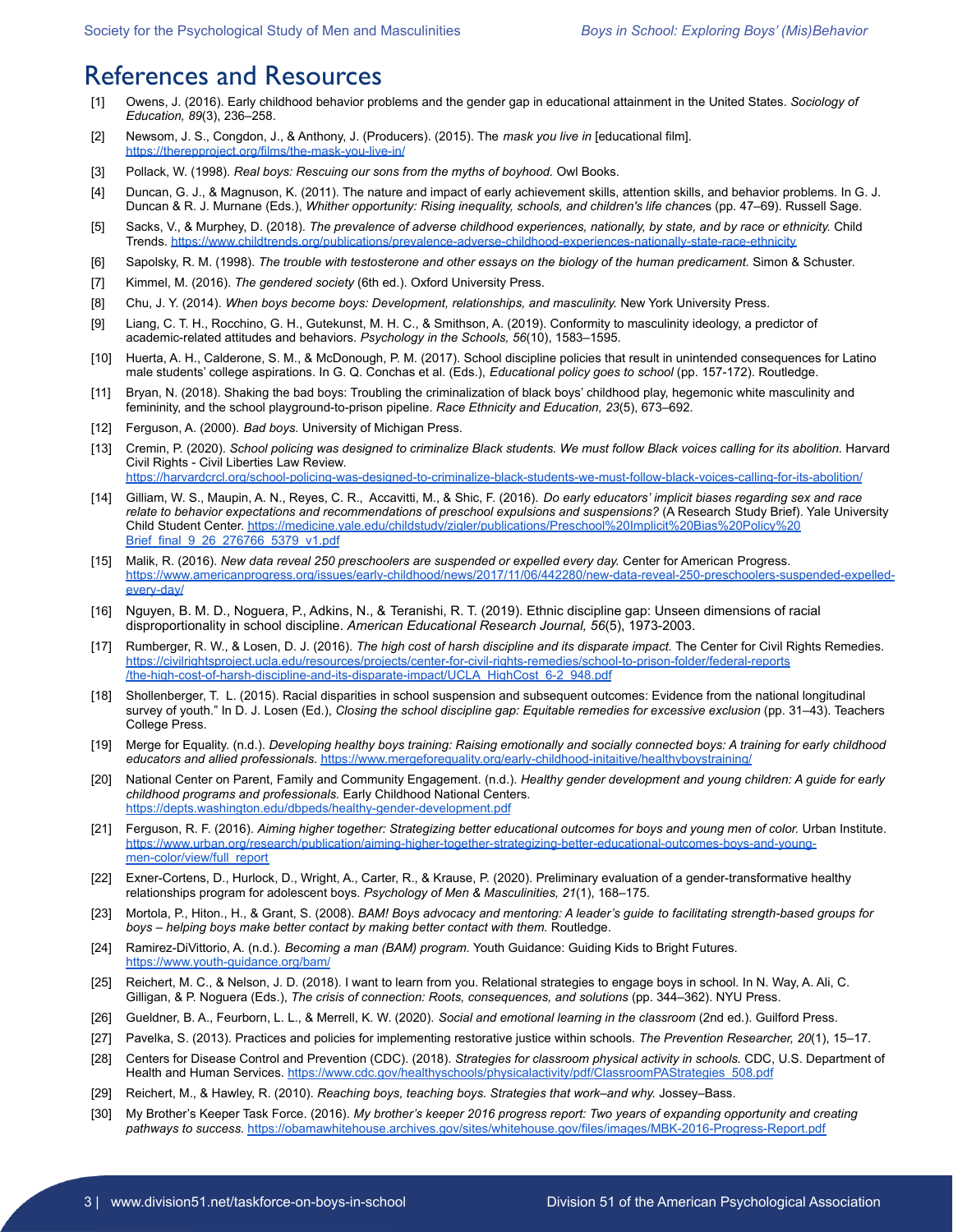# References and Resources

[1] Owens, J. (2016). Early childhood behavior problems and the gender gap in educational attainment in the United States. *Sociology of Education, 89*(3), 236–258.

[2] Newsom, J. S., Congdon, J., & Anthony, J. (Producers). (2015). The *mask you live in* [educational film]. https://therepproject.org/films/the-mask-you-live-in/

[3] Pollack, W. (1998). *Real boys: Rescuing our sons from the myths of boyhood.* Owl Books.

[4] Duncan, G. J., & Magnuson, K. (2011). The nature and impact of early achievement skills, attention skills, and behavior problems. In G. J. Duncan & R. J. Murnane (Eds.), *Whither opportunity: Rising inequality, schools, and children's life chance*s (pp. 47–69). Russell Sage.

[5] Sacks, V., & Murphey, D. (2018). *The prevalence of adverse childhood experiences, nationally, by state, and by race or ethnicity.* Child Trends. https://www.childtrends.org/publications/prevalence-adverse-childhood-experiences-nationally-state-race-ethnicity

[6] Sapolsky, R. M. (1998). *The trouble with testosterone and other essays on the biology of the human predicament.* Simon & Schuster.

[7] Kimmel, M. (2016). *The gendered society* (6th ed.). Oxford University Press.

[8] Chu, J. Y. (2014). *When boys become boys: Development, relationships, and masculinity.* New York University Press.

[9] Liang, C. T. H., Rocchino, G. H., Gutekunst, M. H. C., & Smithson, A. (2019). Conformity to masculinity ideology, a predictor of academic-related attitudes and behaviors. *Psychology in the Schools, 56*(10), 1583–1595.

[10] Huerta, A. H., Calderone, S. M., & McDonough, P. M. (2017). School discipline policies that result in unintended consequences for Latino male students' college aspirations. In G. Q. Conchas et al. (Eds.), *Educational policy goes to school* (pp. 157-172). Routledge.

[11] Bryan, N. (2018). Shaking the bad boys: Troubling the criminalization of black boys' childhood play, hegemonic white masculinity and femininity, and the school playground-to-prison pipeline. *Race Ethnicity and Education, 23*(5), 673–692.

[12] Ferguson, A. (2000). *Bad boys.* University of Michigan Press.

[13] Cremin, P. (2020). *School policing was designed to criminalize Black students. We must follow Black voices calling for its abolition.* Harvard Civil Rights - Civil Liberties Law Review. https://harvardcrcl.org/school-policing-was-designed-to-criminalize-black-students-we-must-follow-black-voices-calling-for-its-abolition/

[14] Gilliam, W. S., Maupin, A. N., Reyes, C. R., Accavitti, M., & Shic, F. (2016). *Do early educators' implicit biases regarding sex and race relate to behavior expectations and recommendations of preschool expulsions and suspensions?* (A Research Study Brief). Yale University Child Student Center. https://medicine.yale.edu/childstudy/zigler/publications/Preschool%20Implicit%20Bias%20Policy%20Brief_final_9_26_276766_5379_v1.pdf

[15] Malik, R. (2016). *New data reveal 250 preschoolers are suspended or expelled every day.* Center for American Progress. https://www.americanprogress.org/issues/early-childhood/news/2017/11/06/442280/new-data-reveal-250-preschoolers-suspended-expelled-every-day/

[16] Nguyen, B. M. D., Noguera, P., Adkins, N., & Teranishi, R. T. (2019). Ethnic discipline gap: Unseen dimensions of racial disproportionality in school discipline. *American Educational Research Journal, 56*(5), 1973-2003.

[17] Rumberger, R. W., & Losen, D. J. (2016). *The high cost of harsh discipline and its disparate impact.* The Center for Civil Rights Remedies. https://civilrightsproject.ucla.edu/resources/projects/center-for-civil-rights-remedies/school-to-prison-folder/federal-reports/the-high-cost-of-harsh-discipline-and-its-disparate-impact/UCLA_HighCost_6-2_948.pdf

[18] Shollenberger, T. L. (2015). Racial disparities in school suspension and subsequent outcomes: Evidence from the national longitudinal survey of youth." In D. J. Losen (Ed.), *Closing the school discipline gap: Equitable remedies for excessive exclusion* (pp. 31–43). Teachers College Press.

[19] Merge for Equality. (n.d.). *Developing healthy boys training: Raising emotionally and socially connected boys: A training for early childhood educators and allied professionals.* https://www.mergeforequality.org/early-childhood-initaitive/healthyboystraining/

[20] National Center on Parent, Family and Community Engagement. (n.d.). *Healthy gender development and young children: A guide for early childhood programs and professionals.* Early Childhood National Centers. https://depts.washington.edu/dbpeds/healthy-gender-development.pdf

[21] Ferguson, R. F. (2016). *Aiming higher together: Strategizing better educational outcomes for boys and young men of color.* Urban Institute. https://www.urban.org/research/publication/aiming-higher-together-strategizing-better-educational-outcomes-boys-and-young-men-color/view/full_report

[22] Exner-Cortens, D., Hurlock, D., Wright, A., Carter, R., & Krause, P. (2020). Preliminary evaluation of a gender-transformative healthy relationships program for adolescent boys. *Psychology of Men & Masculinities, 21*(1), 168–175.

[23] Mortola, P., Hiton., H., & Grant, S. (2008). *BAM! Boys advocacy and mentoring: A leader's guide to facilitating strength-based groups for boys – helping boys make better contact by making better contact with them.* Routledge.

[24] Ramirez-DiVittorio, A. (n.d.). *Becoming a man (BAM) program.* Youth Guidance: Guiding Kids to Bright Futures. https://www.youth-guidance.org/bam/

[25] Reichert, M. C., & Nelson, J. D. (2018). I want to learn from you. Relational strategies to engage boys in school. In N. Way, A. Ali, C. Gilligan, & P. Noguera (Eds.), *The crisis of connection: Roots, consequences, and solutions* (pp. 344–362). NYU Press.

[26] Gueldner, B. A., Feurborn, L. L., & Merrell, K. W. (2020). *Social and emotional learning in the classroom* (2nd ed.). Guilford Press.

[27] Pavelka, S. (2013). Practices and policies for implementing restorative justice within schools. *The Prevention Researcher, 20*(1), 15–17.

[28] Centers for Disease Control and Prevention (CDC). (2018). *Strategies for classroom physical activity in schools.* CDC, U.S. Department of Health and Human Services. https://www.cdc.gov/healthyschools/physicalactivity/pdf/ClassroomPAStrategies_508.pdf

[29] Reichert, M., & Hawley, R. (2010). *Reaching boys, teaching boys. Strategies that work–and why.* Jossey–Bass.

[30] My Brother's Keeper Task Force. (2016). *My brother's keeper 2016 progress report: Two years of expanding opportunity and creating pathways to success.* https://obamawhitehouse.archives.gov/sites/whitehouse.gov/files/images/MBK-2016-Progress-Report.pdf